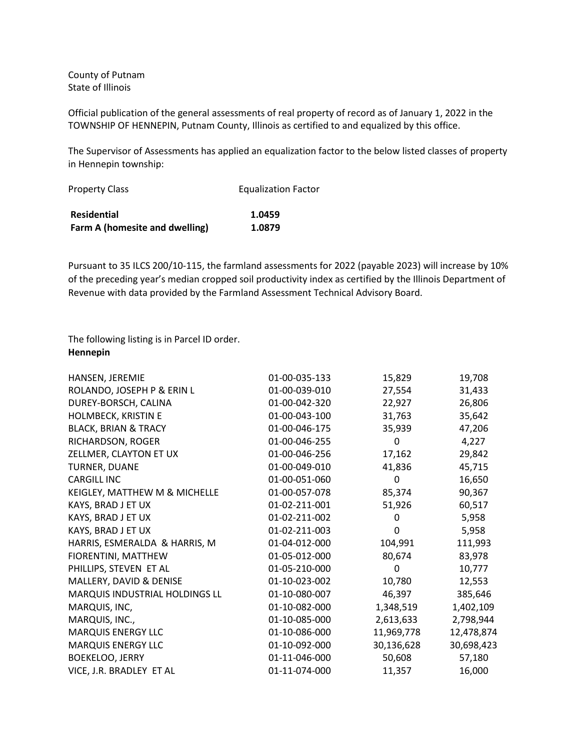County of Putnam
State of Illinois

Official publication of the general assessments of real property of record as of January 1, 2022 in the TOWNSHIP OF HENNEPIN, Putnam County, Illinois as certified to and equalized by this office.

The Supervisor of Assessments has applied an equalization factor to the below listed classes of property in Hennepin township:

| Property Class | Equalization Factor |
|---|---|
| **Residential** | **1.0459** |
| **Farm A (homesite and dwelling)** | **1.0879** |

Pursuant to 35 ILCS 200/10-115, the farmland assessments for 2022 (payable 2023) will increase by 10% of the preceding year's median cropped soil productivity index as certified by the Illinois Department of Revenue with data provided by the Farmland Assessment Technical Advisory Board.

The following listing is in Parcel ID order.
**Hennepin**

| | | | |
|---|---|---|---|
| HANSEN, JEREMIE | 01-00-035-133 | 15,829 | 19,708 |
| ROLANDO, JOSEPH P & ERIN L | 01-00-039-010 | 27,554 | 31,433 |
| DUREY-BORSCH, CALINA | 01-00-042-320 | 22,927 | 26,806 |
| HOLMBECK, KRISTIN E | 01-00-043-100 | 31,763 | 35,642 |
| BLACK, BRIAN & TRACY | 01-00-046-175 | 35,939 | 47,206 |
| RICHARDSON, ROGER | 01-00-046-255 | 0 | 4,227 |
| ZELLMER, CLAYTON ET UX | 01-00-046-256 | 17,162 | 29,842 |
| TURNER, DUANE | 01-00-049-010 | 41,836 | 45,715 |
| CARGILL INC | 01-00-051-060 | 0 | 16,650 |
| KEIGLEY, MATTHEW M & MICHELLE | 01-00-057-078 | 85,374 | 90,367 |
| KAYS, BRAD J ET UX | 01-02-211-001 | 51,926 | 60,517 |
| KAYS, BRAD J ET UX | 01-02-211-002 | 0 | 5,958 |
| KAYS, BRAD J ET UX | 01-02-211-003 | 0 | 5,958 |
| HARRIS, ESMERALDA & HARRIS, M | 01-04-012-000 | 104,991 | 111,993 |
| FIORENTINI, MATTHEW | 01-05-012-000 | 80,674 | 83,978 |
| PHILLIPS, STEVEN ET AL | 01-05-210-000 | 0 | 10,777 |
| MALLERY, DAVID & DENISE | 01-10-023-002 | 10,780 | 12,553 |
| MARQUIS INDUSTRIAL HOLDINGS LL | 01-10-080-007 | 46,397 | 385,646 |
| MARQUIS, INC, | 01-10-082-000 | 1,348,519 | 1,402,109 |
| MARQUIS, INC., | 01-10-085-000 | 2,613,633 | 2,798,944 |
| MARQUIS ENERGY LLC | 01-10-086-000 | 11,969,778 | 12,478,874 |
| MARQUIS ENERGY LLC | 01-10-092-000 | 30,136,628 | 30,698,423 |
| BOEKELOO, JERRY | 01-11-046-000 | 50,608 | 57,180 |
| VICE, J.R. BRADLEY ET AL | 01-11-074-000 | 11,357 | 16,000 |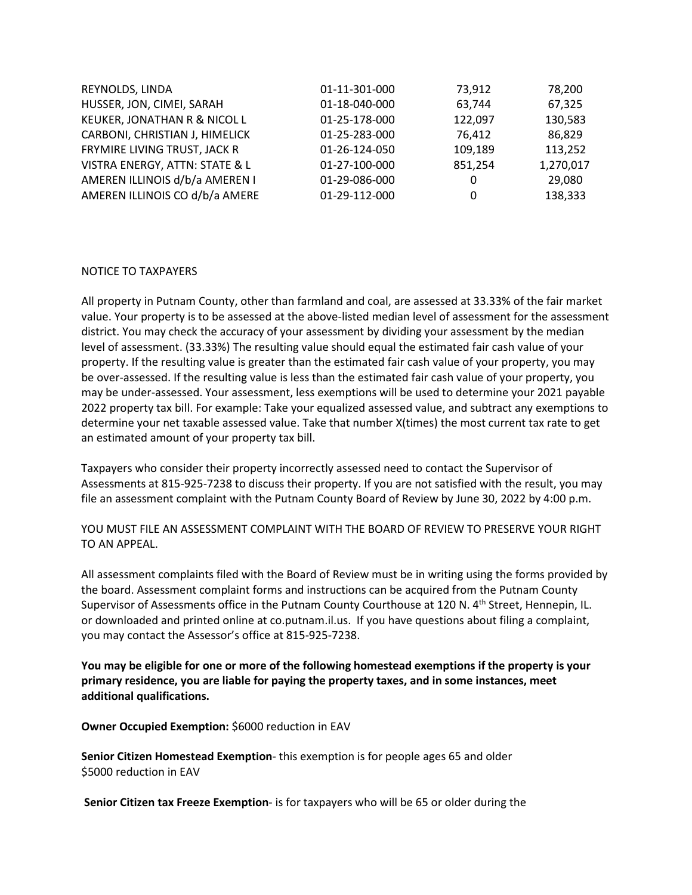| | | | |
|---|---|---|---|
| REYNOLDS, LINDA | 01-11-301-000 | 73,912 | 78,200 |
| HUSSER, JON, CIMEI, SARAH | 01-18-040-000 | 63,744 | 67,325 |
| KEUKER, JONATHAN R & NICOL L | 01-25-178-000 | 122,097 | 130,583 |
| CARBONI, CHRISTIAN J, HIMELICK | 01-25-283-000 | 76,412 | 86,829 |
| FRYMIRE LIVING TRUST, JACK R | 01-26-124-050 | 109,189 | 113,252 |
| VISTRA ENERGY, ATTN: STATE & L | 01-27-100-000 | 851,254 | 1,270,017 |
| AMEREN ILLINOIS d/b/a AMEREN I | 01-29-086-000 | 0 | 29,080 |
| AMEREN ILLINOIS CO d/b/a AMERE | 01-29-112-000 | 0 | 138,333 |

NOTICE TO TAXPAYERS

All property in Putnam County, other than farmland and coal, are assessed at 33.33% of the fair market value. Your property is to be assessed at the above-listed median level of assessment for the assessment district. You may check the accuracy of your assessment by dividing your assessment by the median level of assessment. (33.33%) The resulting value should equal the estimated fair cash value of your property. If the resulting value is greater than the estimated fair cash value of your property, you may be over-assessed. If the resulting value is less than the estimated fair cash value of your property, you may be under-assessed. Your assessment, less exemptions will be used to determine your 2021 payable 2022 property tax bill. For example: Take your equalized assessed value, and subtract any exemptions to determine your net taxable assessed value. Take that number X(times) the most current tax rate to get an estimated amount of your property tax bill.

Taxpayers who consider their property incorrectly assessed need to contact the Supervisor of Assessments at 815-925-7238 to discuss their property. If you are not satisfied with the result, you may file an assessment complaint with the Putnam County Board of Review by June 30, 2022 by 4:00 p.m.

YOU MUST FILE AN ASSESSMENT COMPLAINT WITH THE BOARD OF REVIEW TO PRESERVE YOUR RIGHT TO AN APPEAL.

All assessment complaints filed with the Board of Review must be in writing using the forms provided by the board. Assessment complaint forms and instructions can be acquired from the Putnam County Supervisor of Assessments office in the Putnam County Courthouse at 120 N. 4th Street, Hennepin, IL. or downloaded and printed online at co.putnam.il.us. If you have questions about filing a complaint, you may contact the Assessor's office at 815-925-7238.

**You may be eligible for one or more of the following homestead exemptions if the property is your primary residence, you are liable for paying the property taxes, and in some instances, meet additional qualifications.**

**Owner Occupied Exemption:** $6000 reduction in EAV

**Senior Citizen Homestead Exemption**- this exemption is for people ages 65 and older $5000 reduction in EAV

**Senior Citizen tax Freeze Exemption**- is for taxpayers who will be 65 or older during the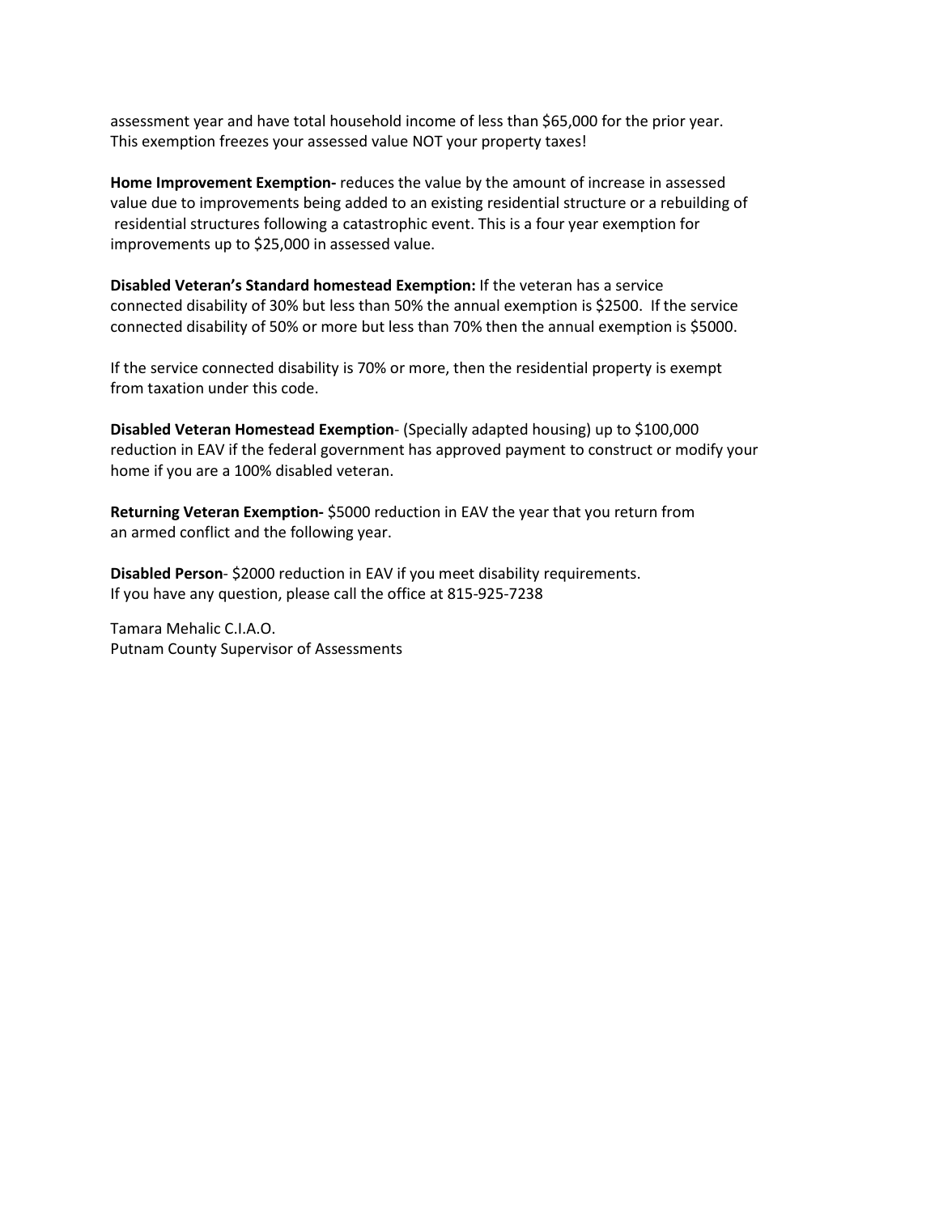assessment year and have total household income of less than $65,000 for the prior year. This exemption freezes your assessed value NOT your property taxes!

**Home Improvement Exemption-** reduces the value by the amount of increase in assessed value due to improvements being added to an existing residential structure or a rebuilding of residential structures following a catastrophic event. This is a four year exemption for improvements up to $25,000 in assessed value.

**Disabled Veteran's Standard homestead Exemption:** If the veteran has a service connected disability of 30% but less than 50% the annual exemption is $2500. If the service connected disability of 50% or more but less than 70% then the annual exemption is $5000.

If the service connected disability is 70% or more, then the residential property is exempt from taxation under this code.

**Disabled Veteran Homestead Exemption**- (Specially adapted housing) up to $100,000 reduction in EAV if the federal government has approved payment to construct or modify your home if you are a 100% disabled veteran.

**Returning Veteran Exemption-** $5000 reduction in EAV the year that you return from an armed conflict and the following year.

**Disabled Person**- $2000 reduction in EAV if you meet disability requirements.
If you have any question, please call the office at 815-925-7238

Tamara Mehalic C.I.A.O.
Putnam County Supervisor of Assessments